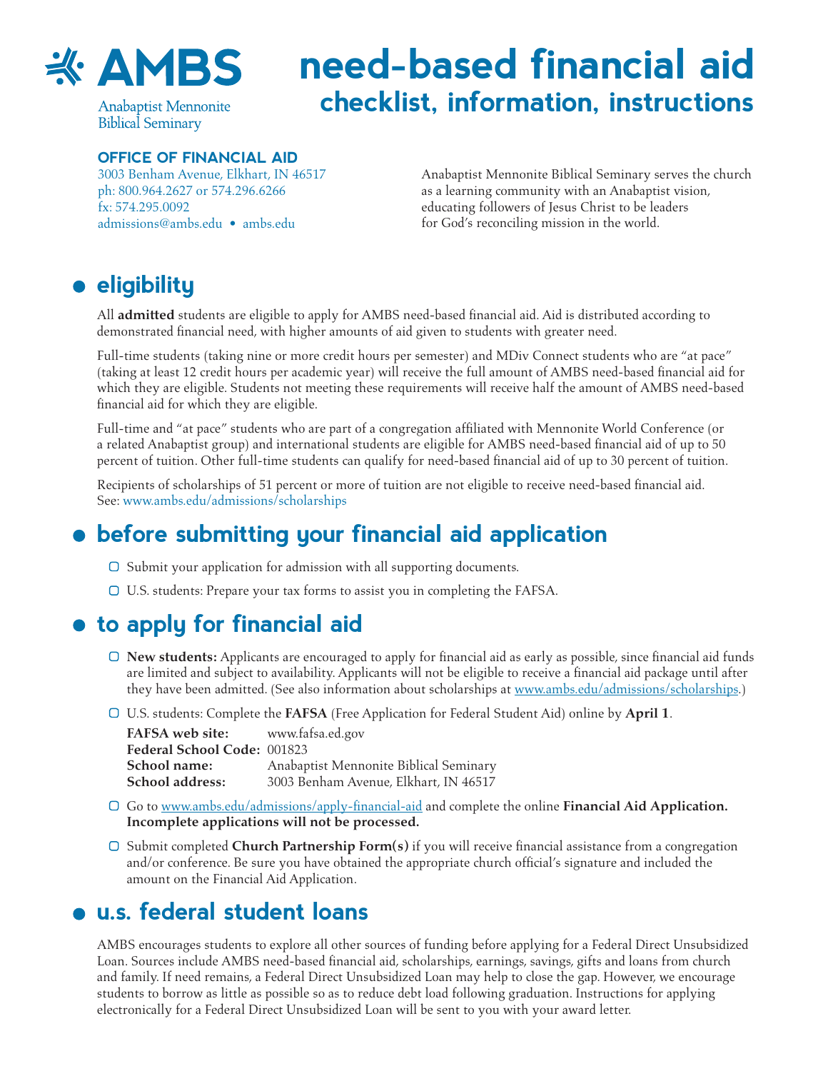AMBS

Anabaptist Mennonite Biblical Seminary

# need-based financial aid

## checklist, information, instructions

**OFFICE OF FINANCIAL AID**
3003 Benham Avenue, Elkhart, IN 46517
ph: 800.964.2627 or 574.296.6266
fx: 574.295.0092
admissions@ambs.edu • ambs.edu

Anabaptist Mennonite Biblical Seminary serves the church as a learning community with an Anabaptist vision, educating followers of Jesus Christ to be leaders for God's reconciling mission in the world.

## eligibility

All **admitted** students are eligible to apply for AMBS need-based financial aid. Aid is distributed according to demonstrated financial need, with higher amounts of aid given to students with greater need.

Full-time students (taking nine or more credit hours per semester) and MDiv Connect students who are "at pace" (taking at least 12 credit hours per academic year) will receive the full amount of AMBS need-based financial aid for which they are eligible. Students not meeting these requirements will receive half the amount of AMBS need-based financial aid for which they are eligible.

Full-time and "at pace" students who are part of a congregation affiliated with Mennonite World Conference (or a related Anabaptist group) and international students are eligible for AMBS need-based financial aid of up to 50 percent of tuition. Other full-time students can qualify for need-based financial aid of up to 30 percent of tuition.

Recipients of scholarships of 51 percent or more of tuition are not eligible to receive need-based financial aid. See: www.ambs.edu/admissions/scholarships

## before submitting your financial aid application

- ▢ Submit your application for admission with all supporting documents.
- ▢ U.S. students: Prepare your tax forms to assist you in completing the FAFSA.

## to apply for financial aid

- ▢ **New students:** Applicants are encouraged to apply for financial aid as early as possible, since financial aid funds are limited and subject to availability. Applicants will not be eligible to receive a financial aid package until after they have been admitted. (See also information about scholarships at www.ambs.edu/admissions/scholarships.)
- ▢ U.S. students: Complete the **FAFSA** (Free Application for Federal Student Aid) online by **April 1**.

  **FAFSA web site:** www.fafsa.ed.gov
  **Federal School Code:** 001823
  **School name:** Anabaptist Mennonite Biblical Seminary
  **School address:** 3003 Benham Avenue, Elkhart, IN 46517

- ▢ Go to www.ambs.edu/admissions/apply-financial-aid and complete the online **Financial Aid Application. Incomplete applications will not be processed.**
- ▢ Submit completed **Church Partnership Form(s)** if you will receive financial assistance from a congregation and/or conference. Be sure you have obtained the appropriate church official's signature and included the amount on the Financial Aid Application.

## u.s. federal student loans

AMBS encourages students to explore all other sources of funding before applying for a Federal Direct Unsubsidized Loan. Sources include AMBS need-based financial aid, scholarships, earnings, savings, gifts and loans from church and family. If need remains, a Federal Direct Unsubsidized Loan may help to close the gap. However, we encourage students to borrow as little as possible so as to reduce debt load following graduation. Instructions for applying electronically for a Federal Direct Unsubsidized Loan will be sent to you with your award letter.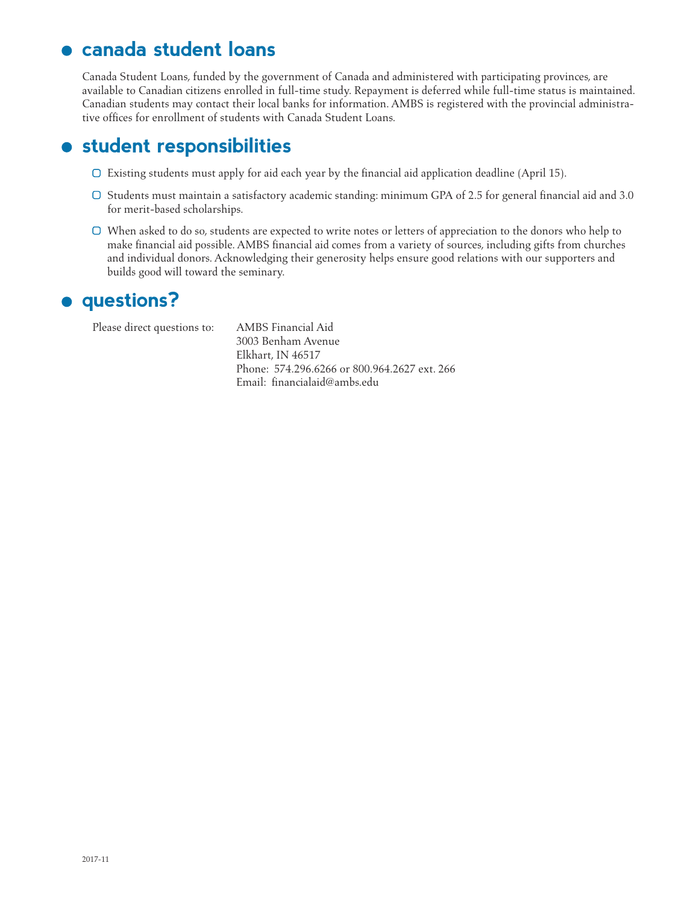## canada student loans

Canada Student Loans, funded by the government of Canada and administered with participating provinces, are available to Canadian citizens enrolled in full-time study. Repayment is deferred while full-time status is maintained. Canadian students may contact their local banks for information. AMBS is registered with the provincial administrative offices for enrollment of students with Canada Student Loans.

## student responsibilities

- Existing students must apply for aid each year by the financial aid application deadline (April 15).
- Students must maintain a satisfactory academic standing: minimum GPA of 2.5 for general financial aid and 3.0 for merit-based scholarships.
- When asked to do so, students are expected to write notes or letters of appreciation to the donors who help to make financial aid possible. AMBS financial aid comes from a variety of sources, including gifts from churches and individual donors. Acknowledging their generosity helps ensure good relations with our supporters and builds good will toward the seminary.

## questions?

Please direct questions to:

AMBS Financial Aid
3003 Benham Avenue
Elkhart, IN 46517
Phone: 574.296.6266 or 800.964.2627 ext. 266
Email: financialaid@ambs.edu

2017-11